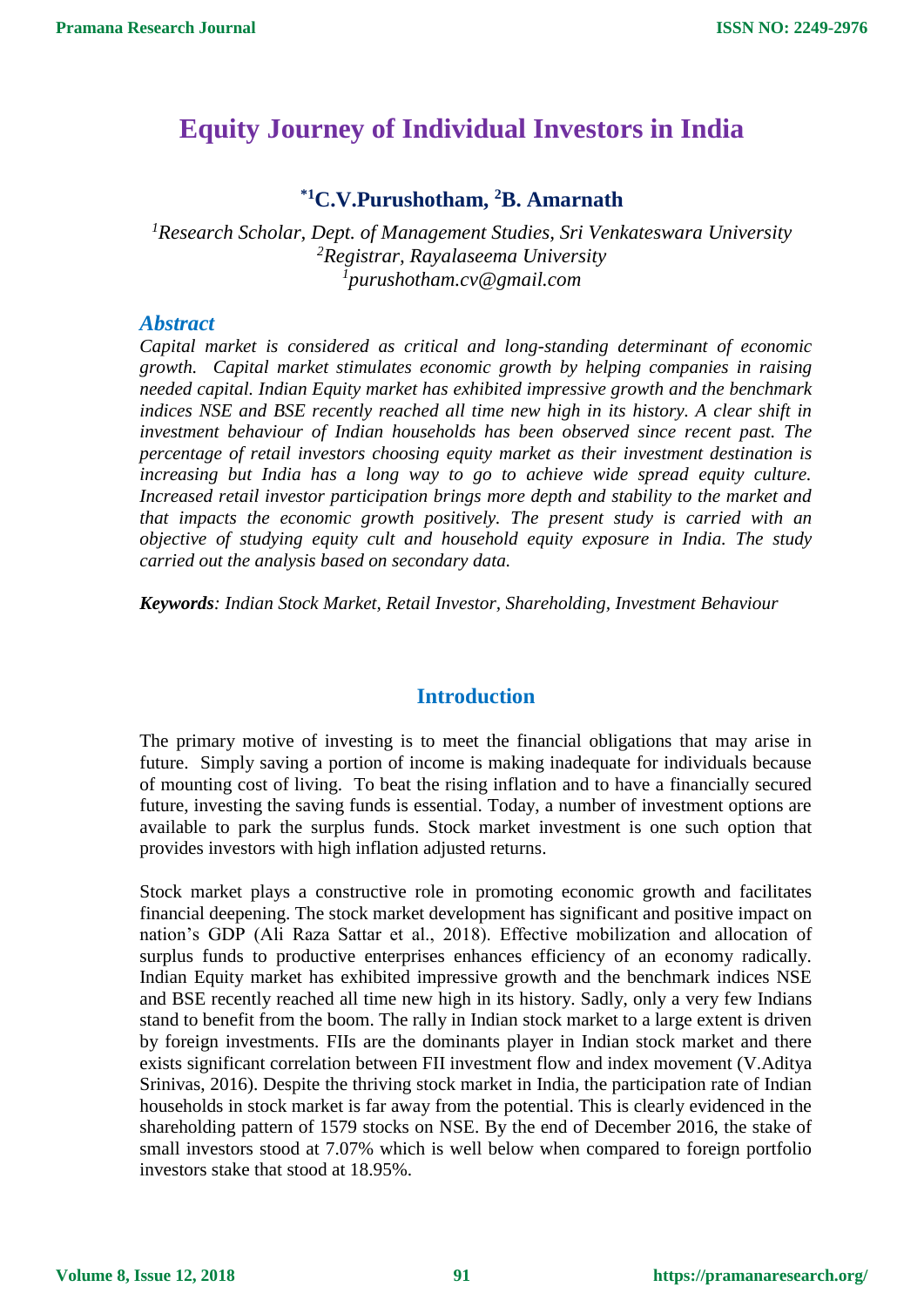# Equity Journey of Individual Investors in India

**[*1]C.V.Purushotham, [2]B. Amarnath**

*[1]Research Scholar, Dept. of Management Studies, Sri Venkateswara University*
*[2]Registrar, Rayalaseema University*
*[1]purushotham.cv@gmail.com*

### *Abstract*

*Capital market is considered as critical and long-standing determinant of economic growth. Capital market stimulates economic growth by helping companies in raising needed capital. Indian Equity market has exhibited impressive growth and the benchmark indices NSE and BSE recently reached all time new high in its history. A clear shift in investment behaviour of Indian households has been observed since recent past. The percentage of retail investors choosing equity market as their investment destination is increasing but India has a long way to go to achieve wide spread equity culture. Increased retail investor participation brings more depth and stability to the market and that impacts the economic growth positively. The present study is carried with an objective of studying equity cult and household equity exposure in India. The study carried out the analysis based on secondary data.*

***Keywords**: Indian Stock Market, Retail Investor, Shareholding, Investment Behaviour*

## Introduction

The primary motive of investing is to meet the financial obligations that may arise in future. Simply saving a portion of income is making inadequate for individuals because of mounting cost of living. To beat the rising inflation and to have a financially secured future, investing the saving funds is essential. Today, a number of investment options are available to park the surplus funds. Stock market investment is one such option that provides investors with high inflation adjusted returns.

Stock market plays a constructive role in promoting economic growth and facilitates financial deepening. The stock market development has significant and positive impact on nation's GDP (Ali Raza Sattar et al., 2018). Effective mobilization and allocation of surplus funds to productive enterprises enhances efficiency of an economy radically. Indian Equity market has exhibited impressive growth and the benchmark indices NSE and BSE recently reached all time new high in its history. Sadly, only a very few Indians stand to benefit from the boom. The rally in Indian stock market to a large extent is driven by foreign investments. FIIs are the dominants player in Indian stock market and there exists significant correlation between FII investment flow and index movement (V.Aditya Srinivas, 2016). Despite the thriving stock market in India, the participation rate of Indian households in stock market is far away from the potential. This is clearly evidenced in the shareholding pattern of 1579 stocks on NSE. By the end of December 2016, the stake of small investors stood at 7.07% which is well below when compared to foreign portfolio investors stake that stood at 18.95%.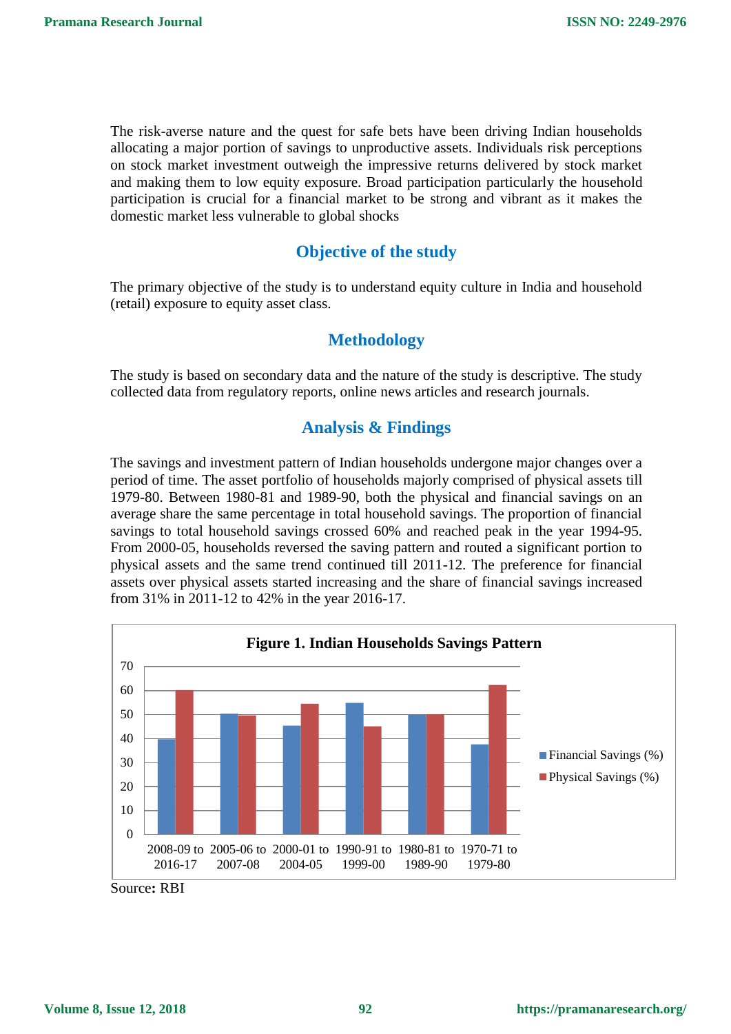The risk-averse nature and the quest for safe bets have been driving Indian households allocating a major portion of savings to unproductive assets. Individuals risk perceptions on stock market investment outweigh the impressive returns delivered by stock market and making them to low equity exposure. Broad participation particularly the household participation is crucial for a financial market to be strong and vibrant as it makes the domestic market less vulnerable to global shocks

## Objective of the study

The primary objective of the study is to understand equity culture in India and household (retail) exposure to equity asset class.

## Methodology

The study is based on secondary data and the nature of the study is descriptive. The study collected data from regulatory reports, online news articles and research journals.

## Analysis & Findings

The savings and investment pattern of Indian households undergone major changes over a period of time. The asset portfolio of households majorly comprised of physical assets till 1979-80. Between 1980-81 and 1989-90, both the physical and financial savings on an average share the same percentage in total household savings. The proportion of financial savings to total household savings crossed 60% and reached peak in the year 1994-95. From 2000-05, households reversed the saving pattern and routed a significant portion to physical assets and the same trend continued till 2011-12. The preference for financial assets over physical assets started increasing and the share of financial savings increased from 31% in 2011-12 to 42% in the year 2016-17.

**Figure 1. Indian Households Savings Pattern**

| Period | Financial Savings (%) | Physical Savings (%) |
|---|---|---|
| 2008-09 to 2016-17 | 40 | 60 |
| 2005-06 to 2007-08 | 50 | 50 |
| 2000-01 to 2004-05 | 45 | 55 |
| 1990-91 to 1999-00 | 55 | 45 |
| 1980-81 to 1989-90 | 50 | 50 |
| 1970-71 to 1979-80 | 38 | 62 |

Source: RBI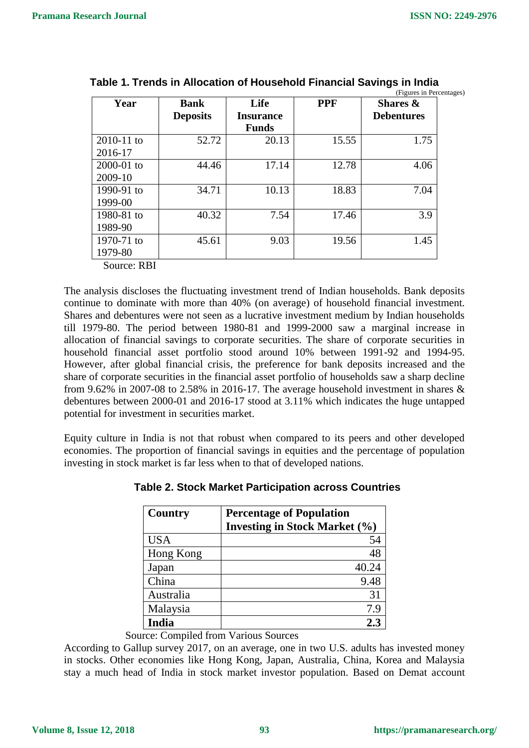**Table 1. Trends in Allocation of Household Financial Savings in India**

(Figures in Percentages)

| Year | Bank Deposits | Life Insurance Funds | PPF | Shares & Debentures |
|---|---|---|---|---|
| 2010-11 to 2016-17 | 52.72 | 20.13 | 15.55 | 1.75 |
| 2000-01 to 2009-10 | 44.46 | 17.14 | 12.78 | 4.06 |
| 1990-91 to 1999-00 | 34.71 | 10.13 | 18.83 | 7.04 |
| 1980-81 to 1989-90 | 40.32 | 7.54 | 17.46 | 3.9 |
| 1970-71 to 1979-80 | 45.61 | 9.03 | 19.56 | 1.45 |

Source: RBI

The analysis discloses the fluctuating investment trend of Indian households. Bank deposits continue to dominate with more than 40% (on average) of household financial investment. Shares and debentures were not seen as a lucrative investment medium by Indian households till 1979-80. The period between 1980-81 and 1999-2000 saw a marginal increase in allocation of financial savings to corporate securities. The share of corporate securities in household financial asset portfolio stood around 10% between 1991-92 and 1994-95. However, after global financial crisis, the preference for bank deposits increased and the share of corporate securities in the financial asset portfolio of households saw a sharp decline from 9.62% in 2007-08 to 2.58% in 2016-17. The average household investment in shares & debentures between 2000-01 and 2016-17 stood at 3.11% which indicates the huge untapped potential for investment in securities market.

Equity culture in India is not that robust when compared to its peers and other developed economies. The proportion of financial savings in equities and the percentage of population investing in stock market is far less when to that of developed nations.

**Table 2. Stock Market Participation across Countries**

| Country | Percentage of Population Investing in Stock Market (%) |
|---|---|
| USA | 54 |
| Hong Kong | 48 |
| Japan | 40.24 |
| China | 9.48 |
| Australia | 31 |
| Malaysia | 7.9 |
| **India** | **2.3** |

Source: Compiled from Various Sources

According to Gallup survey 2017, on an average, one in two U.S. adults has invested money in stocks. Other economies like Hong Kong, Japan, Australia, China, Korea and Malaysia stay a much head of India in stock market investor population. Based on Demat account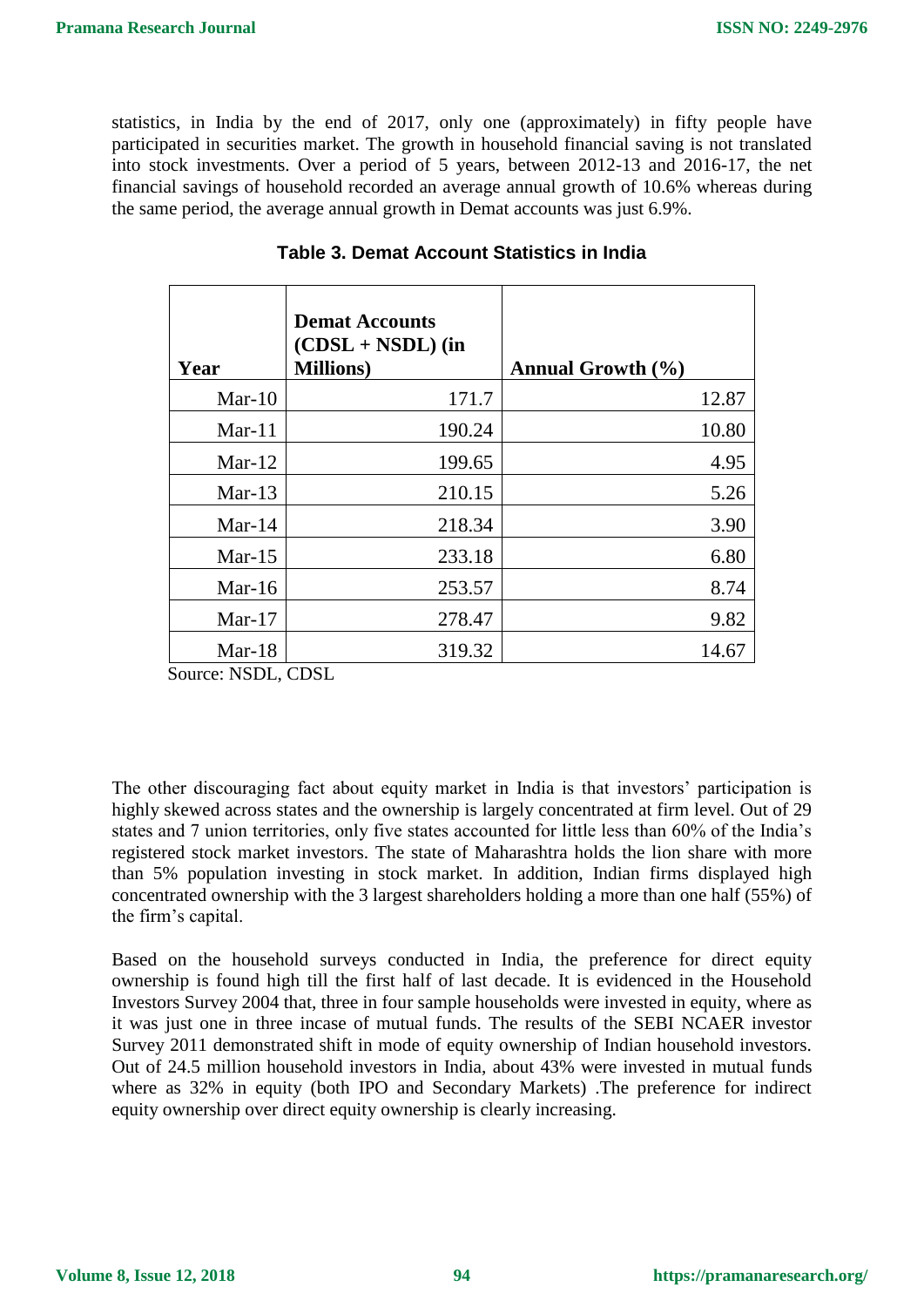statistics, in India by the end of 2017, only one (approximately) in fifty people have participated in securities market. The growth in household financial saving is not translated into stock investments. Over a period of 5 years, between 2012-13 and 2016-17, the net financial savings of household recorded an average annual growth of 10.6% whereas during the same period, the average annual growth in Demat accounts was just 6.9%.

**Table 3. Demat Account Statistics in India**

| Year | Demat Accounts (CDSL + NSDL) (in Millions) | Annual Growth (%) |
|---|---|---|
| Mar-10 | 171.7 | 12.87 |
| Mar-11 | 190.24 | 10.80 |
| Mar-12 | 199.65 | 4.95 |
| Mar-13 | 210.15 | 5.26 |
| Mar-14 | 218.34 | 3.90 |
| Mar-15 | 233.18 | 6.80 |
| Mar-16 | 253.57 | 8.74 |
| Mar-17 | 278.47 | 9.82 |
| Mar-18 | 319.32 | 14.67 |

Source: NSDL, CDSL

The other discouraging fact about equity market in India is that investors' participation is highly skewed across states and the ownership is largely concentrated at firm level. Out of 29 states and 7 union territories, only five states accounted for little less than 60% of the India's registered stock market investors. The state of Maharashtra holds the lion share with more than 5% population investing in stock market. In addition, Indian firms displayed high concentrated ownership with the 3 largest shareholders holding a more than one half (55%) of the firm's capital.

Based on the household surveys conducted in India, the preference for direct equity ownership is found high till the first half of last decade. It is evidenced in the Household Investors Survey 2004 that, three in four sample households were invested in equity, where as it was just one in three incase of mutual funds. The results of the SEBI NCAER investor Survey 2011 demonstrated shift in mode of equity ownership of Indian household investors. Out of 24.5 million household investors in India, about 43% were invested in mutual funds where as 32% in equity (both IPO and Secondary Markets) .The preference for indirect equity ownership over direct equity ownership is clearly increasing.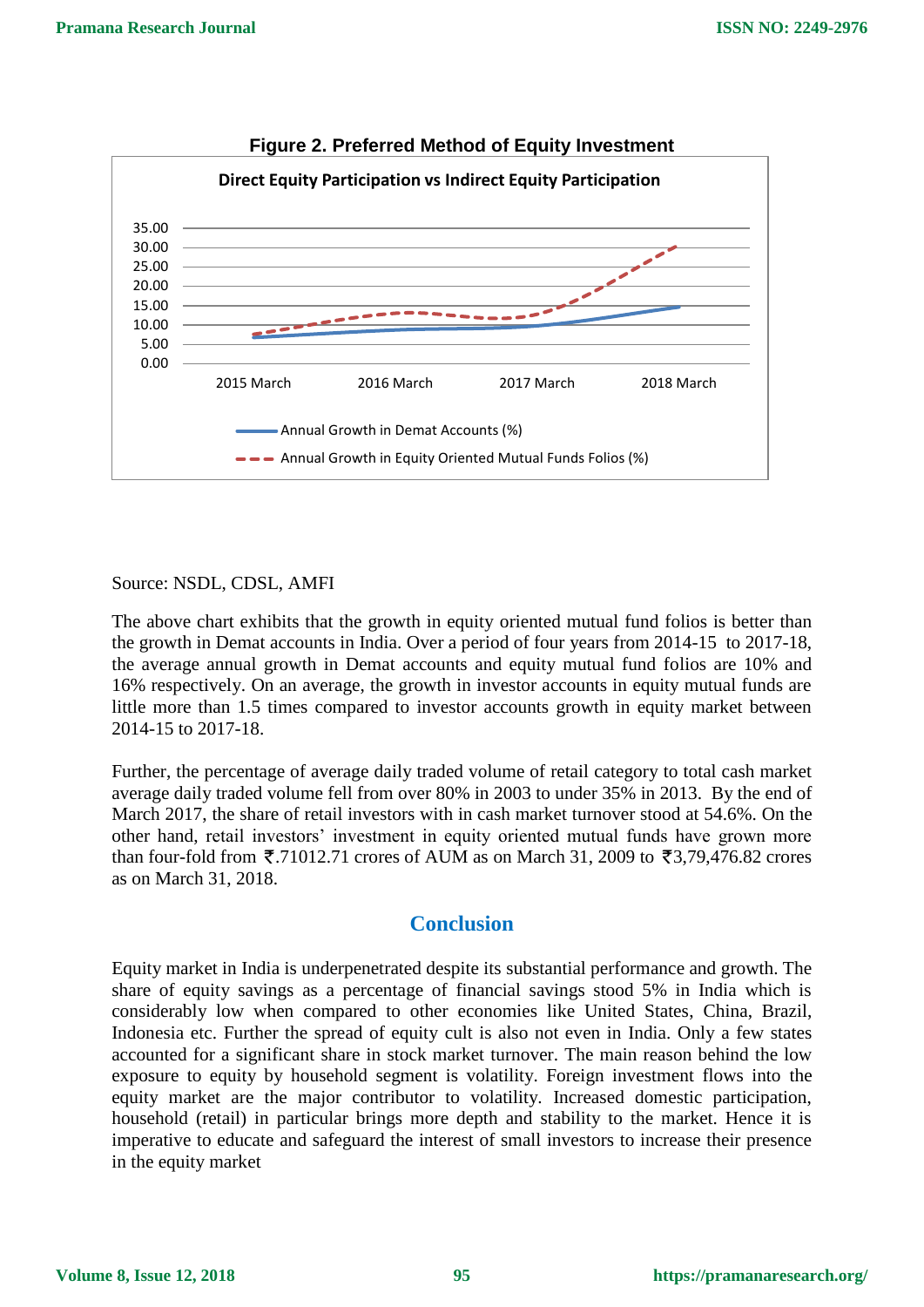**Figure 2. Preferred Method of Equity Investment**

Direct Equity Participation vs Indirect Equity Participation

Source: NSDL, CDSL, AMFI

The above chart exhibits that the growth in equity oriented mutual fund folios is better than the growth in Demat accounts in India. Over a period of four years from 2014-15 to 2017-18, the average annual growth in Demat accounts and equity mutual fund folios are 10% and 16% respectively. On an average, the growth in investor accounts in equity mutual funds are little more than 1.5 times compared to investor accounts growth in equity market between 2014-15 to 2017-18.

Further, the percentage of average daily traded volume of retail category to total cash market average daily traded volume fell from over 80% in 2003 to under 35% in 2013. By the end of March 2017, the share of retail investors with in cash market turnover stood at 54.6%. On the other hand, retail investors' investment in equity oriented mutual funds have grown more than four-fold from ₹.71012.71 crores of AUM as on March 31, 2009 to ₹3,79,476.82 crores as on March 31, 2018.

## Conclusion

Equity market in India is underpenetrated despite its substantial performance and growth. The share of equity savings as a percentage of financial savings stood 5% in India which is considerably low when compared to other economies like United States, China, Brazil, Indonesia etc. Further the spread of equity cult is also not even in India. Only a few states accounted for a significant share in stock market turnover. The main reason behind the low exposure to equity by household segment is volatility. Foreign investment flows into the equity market are the major contributor to volatility. Increased domestic participation, household (retail) in particular brings more depth and stability to the market. Hence it is imperative to educate and safeguard the interest of small investors to increase their presence in the equity market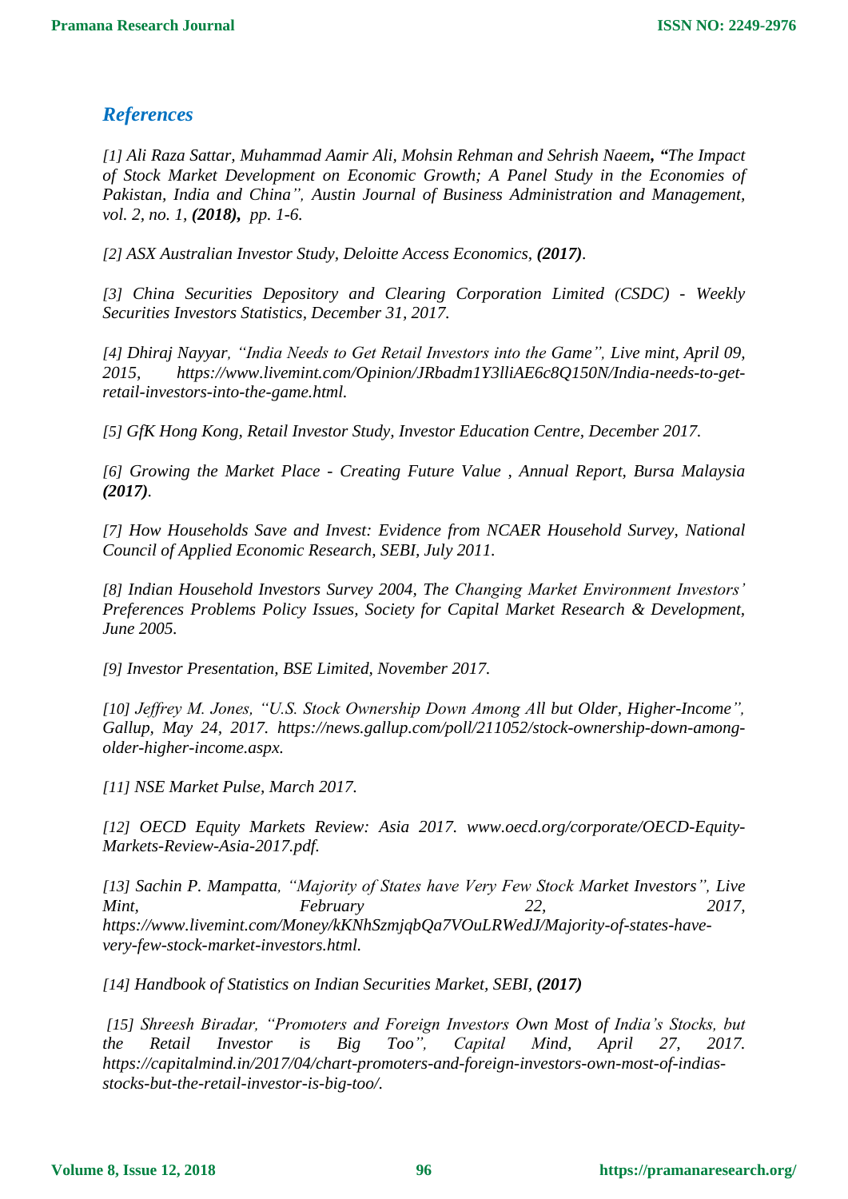## *References*

*[1] Ali Raza Sattar, Muhammad Aamir Ali, Mohsin Rehman and Sehrish Naeem, "The Impact of Stock Market Development on Economic Growth; A Panel Study in the Economies of Pakistan, India and China", Austin Journal of Business Administration and Management, vol. 2, no. 1, **(2018),** pp. 1-6.*

*[2] ASX Australian Investor Study, Deloitte Access Economics, **(2017)**.*

*[3] China Securities Depository and Clearing Corporation Limited (CSDC) - Weekly Securities Investors Statistics, December 31, 2017.*

*[4] Dhiraj Nayyar, "India Needs to Get Retail Investors into the Game", Live mint, April 09, 2015, https://www.livemint.com/Opinion/JRbadm1Y3lliAE6c8Q150N/India-needs-to-get-retail-investors-into-the-game.html.*

*[5] GfK Hong Kong, Retail Investor Study, Investor Education Centre, December 2017.*

*[6] Growing the Market Place - Creating Future Value , Annual Report, Bursa Malaysia **(2017)**.*

*[7] How Households Save and Invest: Evidence from NCAER Household Survey, National Council of Applied Economic Research, SEBI, July 2011.*

*[8] Indian Household Investors Survey 2004, The Changing Market Environment Investors' Preferences Problems Policy Issues, Society for Capital Market Research & Development, June 2005.*

*[9] Investor Presentation, BSE Limited, November 2017.*

*[10] Jeffrey M. Jones, "U.S. Stock Ownership Down Among All but Older, Higher-Income", Gallup, May 24, 2017. https://news.gallup.com/poll/211052/stock-ownership-down-among-older-higher-income.aspx.*

*[11] NSE Market Pulse, March 2017.*

*[12] OECD Equity Markets Review: Asia 2017. www.oecd.org/corporate/OECD-Equity-Markets-Review-Asia-2017.pdf.*

*[13] Sachin P. Mampatta, "Majority of States have Very Few Stock Market Investors", Live Mint, February 22, 2017, https://www.livemint.com/Money/kKNhSzmjqbQa7VOuLRWedJ/Majority-of-states-have-very-few-stock-market-investors.html.*

*[14] Handbook of Statistics on Indian Securities Market, SEBI, **(2017)***

*[15] Shreesh Biradar, "Promoters and Foreign Investors Own Most of India's Stocks, but the Retail Investor is Big Too", Capital Mind, April 27, 2017. https://capitalmind.in/2017/04/chart-promoters-and-foreign-investors-own-most-of-indias-stocks-but-the-retail-investor-is-big-too/.*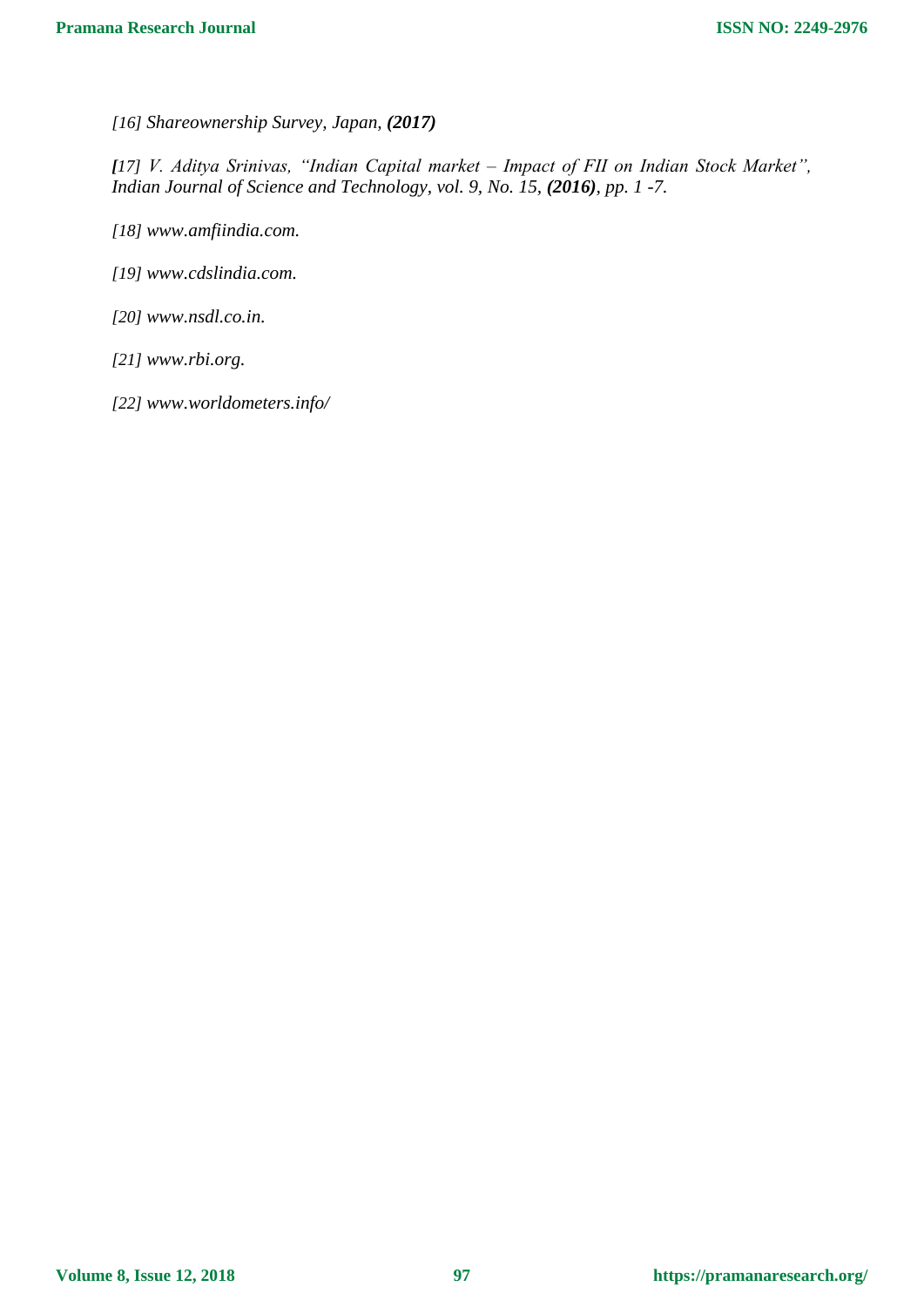*[16] Shareownership Survey, Japan, **(2017)***

*[17] V. Aditya Srinivas, "Indian Capital market – Impact of FII on Indian Stock Market", Indian Journal of Science and Technology, vol. 9, No. 15, **(2016)**, pp. 1 -7.*

*[18] www.amfiindia.com.*

*[19] www.cdslindia.com.*

*[20] www.nsdl.co.in.*

*[21] www.rbi.org.*

*[22] www.worldometers.info/*